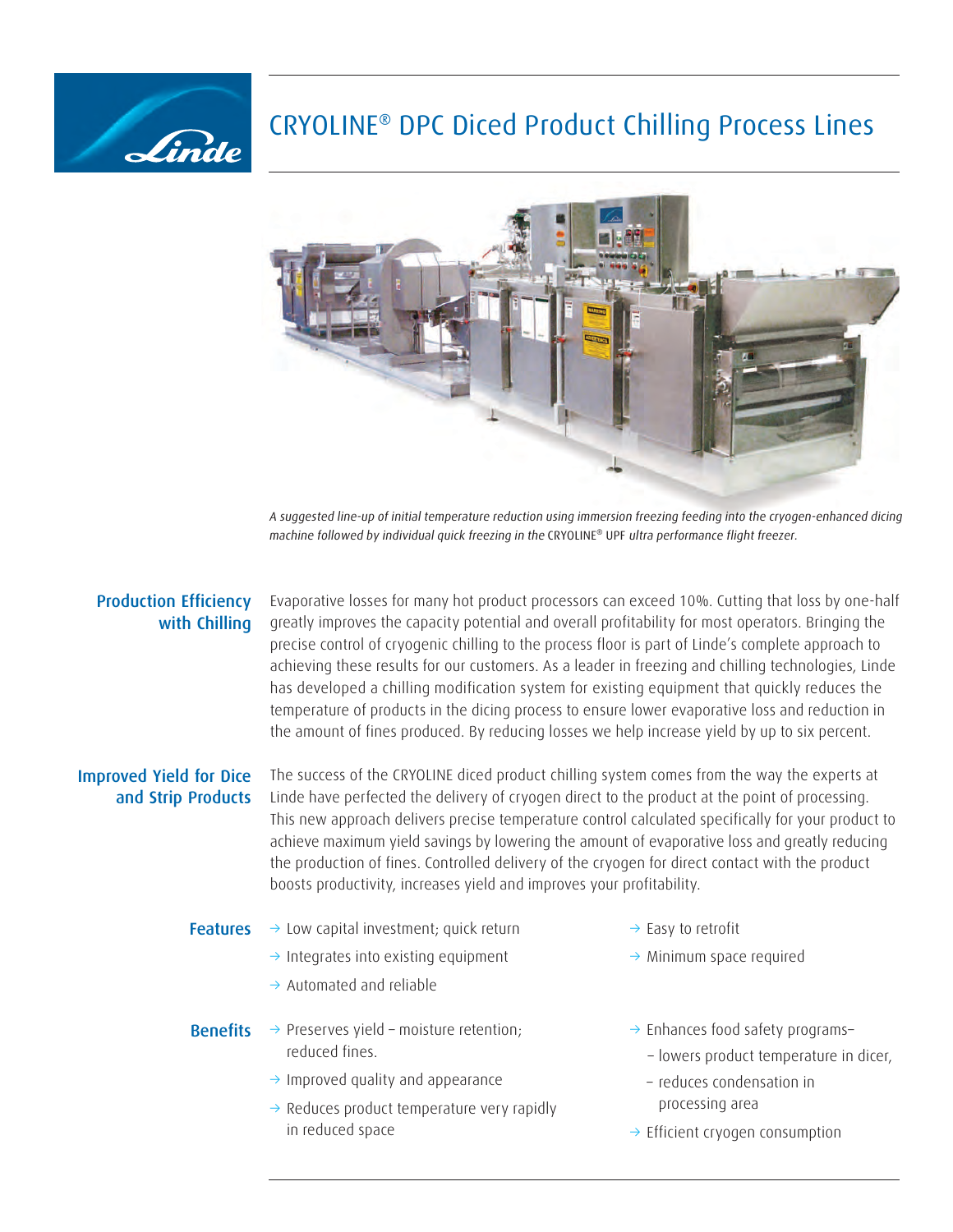# CRYOLINE® DPC Diced Product Chilling Process Lines

*A suggested line-up of initial temperature reduction using immersion freezing feeding into the cryogen-enhanced dicing machine followed by individual quick freezing in the* CRYOLINE® UPF *ultra performance flight freezer.*

## Production Efficiency with Chilling

Evaporative losses for many hot product processors can exceed 10%. Cutting that loss by one-half greatly improves the capacity potential and overall profitability for most operators. Bringing the precise control of cryogenic chilling to the process floor is part of Linde's complete approach to achieving these results for our customers. As a leader in freezing and chilling technologies, Linde has developed a chilling modification system for existing equipment that quickly reduces the temperature of products in the dicing process to ensure lower evaporative loss and reduction in the amount of fines produced. By reducing losses we help increase yield by up to six percent.

## Improved Yield for Dice and Strip Products

The success of the CRYOLINE diced product chilling system comes from the way the experts at Linde have perfected the delivery of cryogen direct to the product at the point of processing. This new approach delivers precise temperature control calculated specifically for your product to achieve maximum yield savings by lowering the amount of evaporative loss and greatly reducing the production of fines. Controlled delivery of the cryogen for direct contact with the product boosts productivity, increases yield and improves your profitability.

## Features

- Low capital investment; quick return
- Integrates into existing equipment
- Automated and reliable
- Easy to retrofit
- Minimum space required

## Benefits

- Preserves yield – moisture retention; reduced fines.
- Improved quality and appearance
- Reduces product temperature very rapidly in reduced space
- Enhances food safety programs–
  - lowers product temperature in dicer,
  - reduces condensation in processing area
- Efficient cryogen consumption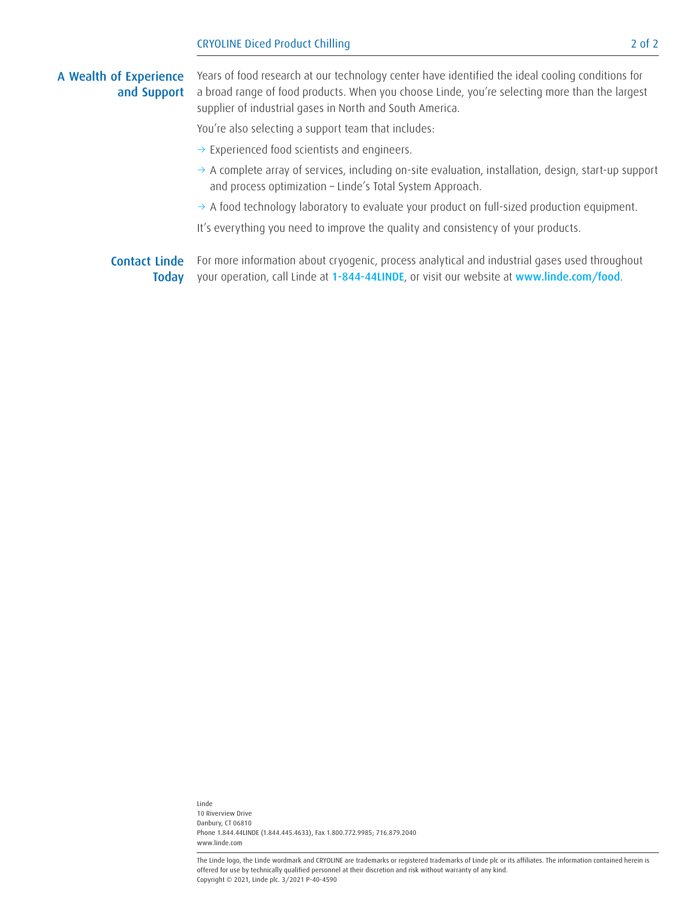## A Wealth of Experience and Support

Years of food research at our technology center have identified the ideal cooling conditions for a broad range of food products. When you choose Linde, you're selecting more than the largest supplier of industrial gases in North and South America.

You're also selecting a support team that includes:

- → Experienced food scientists and engineers.
- → A complete array of services, including on-site evaluation, installation, design, start-up support and process optimization – Linde's Total System Approach.
- → A food technology laboratory to evaluate your product on full-sized production equipment.

It's everything you need to improve the quality and consistency of your products.

## Contact Linde Today

For more information about cryogenic, process analytical and industrial gases used throughout your operation, call Linde at **1-844-44LINDE**, or visit our website at **www.linde.com/food**.

Linde
10 Riverview Drive
Danbury, CT 06810
Phone 1.844.44LINDE (1.844.445.4633), Fax 1.800.772.9985; 716.879.2040
www.linde.com

The Linde logo, the Linde wordmark and CRYOLINE are trademarks or registered trademarks of Linde plc or its affiliates. The information contained herein is offered for use by technically qualified personnel at their discretion and risk without warranty of any kind.
Copyright © 2021, Linde plc. 3/2021 P-40-4590